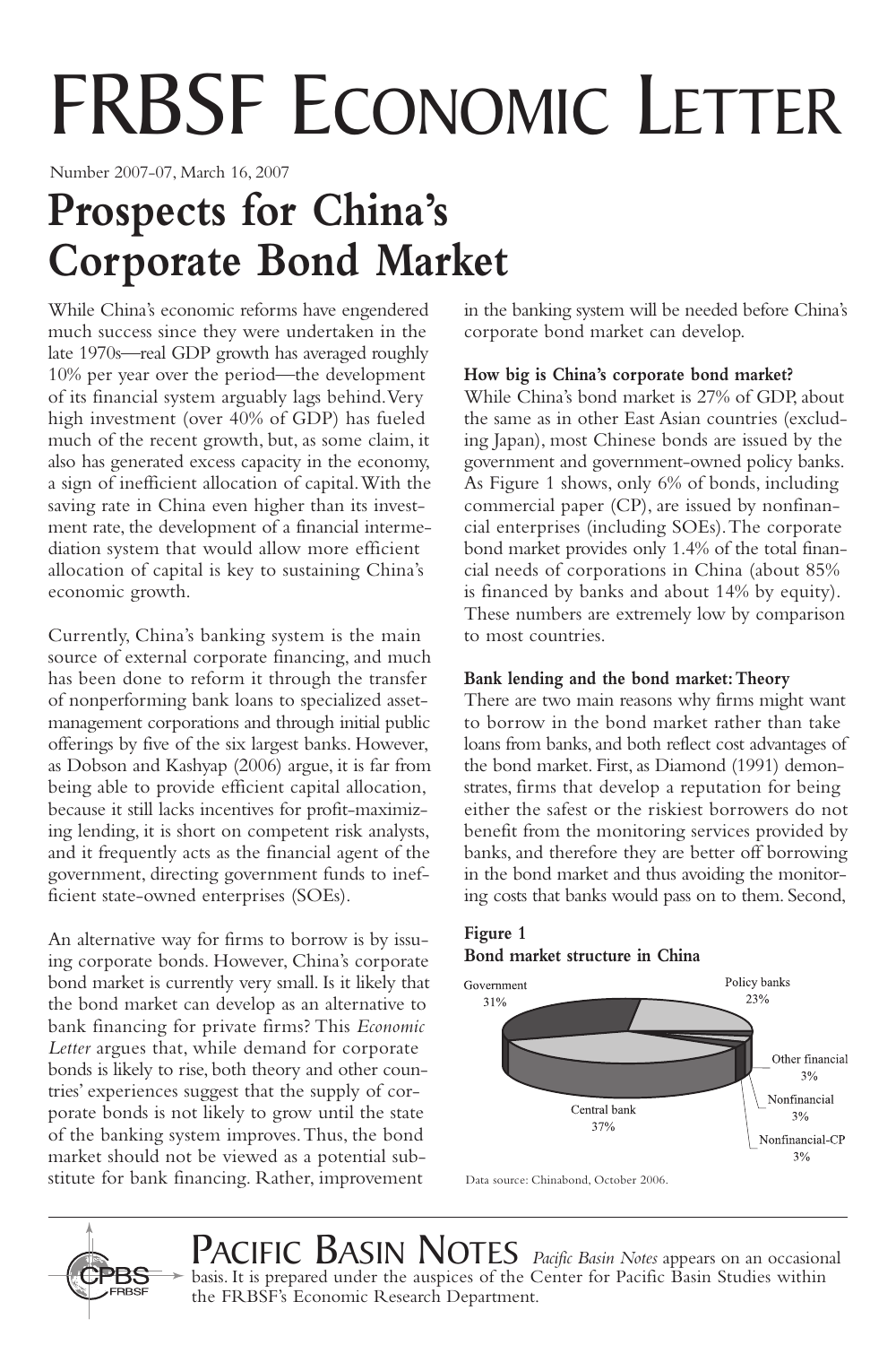# FRBSF Economic Letter

Number 2007-07, March 16, 2007

# Prospects for China's Corporate Bond Market

While China's economic reforms have engendered much success since they were undertaken in the late 1970s—real GDP growth has averaged roughly 10% per year over the period—the development of its financial system arguably lags behind. Very high investment (over 40% of GDP) has fueled much of the recent growth, but, as some claim, it also has generated excess capacity in the economy, a sign of inefficient allocation of capital. With the saving rate in China even higher than its investment rate, the development of a financial intermediation system that would allow more efficient allocation of capital is key to sustaining China's economic growth.

Currently, China's banking system is the main source of external corporate financing, and much has been done to reform it through the transfer of nonperforming bank loans to specialized asset-management corporations and through initial public offerings by five of the six largest banks. However, as Dobson and Kashyap (2006) argue, it is far from being able to provide efficient capital allocation, because it still lacks incentives for profit-maximizing lending, it is short on competent risk analysts, and it frequently acts as the financial agent of the government, directing government funds to inefficient state-owned enterprises (SOEs).

An alternative way for firms to borrow is by issuing corporate bonds. However, China's corporate bond market is currently very small. Is it likely that the bond market can develop as an alternative to bank financing for private firms? This *Economic Letter* argues that, while demand for corporate bonds is likely to rise, both theory and other countries' experiences suggest that the supply of corporate bonds is not likely to grow until the state of the banking system improves. Thus, the bond market should not be viewed as a potential substitute for bank financing. Rather, improvement in the banking system will be needed before China's corporate bond market can develop.

### How big is China's corporate bond market?

While China's bond market is 27% of GDP, about the same as in other East Asian countries (excluding Japan), most Chinese bonds are issued by the government and government-owned policy banks. As Figure 1 shows, only 6% of bonds, including commercial paper (CP), are issued by nonfinancial enterprises (including SOEs). The corporate bond market provides only 1.4% of the total financial needs of corporations in China (about 85% is financed by banks and about 14% by equity). These numbers are extremely low by comparison to most countries.

### Bank lending and the bond market: Theory

There are two main reasons why firms might want to borrow in the bond market rather than take loans from banks, and both reflect cost advantages of the bond market. First, as Diamond (1991) demonstrates, firms that develop a reputation for being either the safest or the riskiest borrowers do not benefit from the monitoring services provided by banks, and therefore they are better off borrowing in the bond market and thus avoiding the monitoring costs that banks would pass on to them. Second,

**Figure 1**
**Bond market structure in China**

| Category | Share |
|---|---|
| Government | 31% |
| Policy banks | 23% |
| Other financial | 3% |
| Nonfinancial | 3% |
| Nonfinancial-CP | 3% |
| Central bank | 37% |

Data source: Chinabond, October 2006.

## Pacific Basin Notes

*Pacific Basin Notes* appears on an occasional basis. It is prepared under the auspices of the Center for Pacific Basin Studies within the FRBSF's Economic Research Department.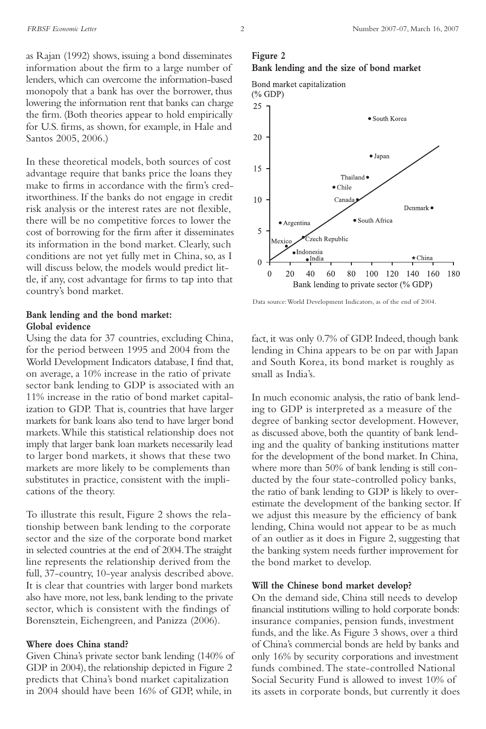as Rajan (1992) shows, issuing a bond disseminates information about the firm to a large number of lenders, which can overcome the information-based monopoly that a bank has over the borrower, thus lowering the information rent that banks can charge the firm. (Both theories appear to hold empirically for U.S. firms, as shown, for example, in Hale and Santos 2005, 2006.)

In these theoretical models, both sources of cost advantage require that banks price the loans they make to firms in accordance with the firm's creditworthiness. If the banks do not engage in credit risk analysis or the interest rates are not flexible, there will be no competitive forces to lower the cost of borrowing for the firm after it disseminates its information in the bond market. Clearly, such conditions are not yet fully met in China, so, as I will discuss below, the models would predict little, if any, cost advantage for firms to tap into that country's bond market.

### Bank lending and the bond market: Global evidence

Using the data for 37 countries, excluding China, for the period between 1995 and 2004 from the World Development Indicators database, I find that, on average, a 10% increase in the ratio of private sector bank lending to GDP is associated with an 11% increase in the ratio of bond market capitalization to GDP. That is, countries that have larger markets for bank loans also tend to have larger bond markets. While this statistical relationship does not imply that larger bank loan markets necessarily lead to larger bond markets, it shows that these two markets are more likely to be complements than substitutes in practice, consistent with the implications of the theory.

To illustrate this result, Figure 2 shows the relationship between bank lending to the corporate sector and the size of the corporate bond market in selected countries at the end of 2004. The straight line represents the relationship derived from the full, 37-country, 10-year analysis described above. It is clear that countries with larger bond markets also have more, not less, bank lending to the private sector, which is consistent with the findings of Borensztein, Eichengreen, and Panizza (2006).

**Figure 2**
**Bank lending and the size of bond market**

Data source: World Development Indicators, as of the end of 2004.

### Where does China stand?

Given China's private sector bank lending (140% of GDP in 2004), the relationship depicted in Figure 2 predicts that China's bond market capitalization in 2004 should have been 16% of GDP, while, in fact, it was only 0.7% of GDP. Indeed, though bank lending in China appears to be on par with Japan and South Korea, its bond market is roughly as small as India's.

In much economic analysis, the ratio of bank lending to GDP is interpreted as a measure of the degree of banking sector development. However, as discussed above, both the quantity of bank lending and the quality of banking institutions matter for the development of the bond market. In China, where more than 50% of bank lending is still conducted by the four state-controlled policy banks, the ratio of bank lending to GDP is likely to overestimate the development of the banking sector. If we adjust this measure by the efficiency of bank lending, China would not appear to be as much of an outlier as it does in Figure 2, suggesting that the banking system needs further improvement for the bond market to develop.

### Will the Chinese bond market develop?

On the demand side, China still needs to develop financial institutions willing to hold corporate bonds: insurance companies, pension funds, investment funds, and the like. As Figure 3 shows, over a third of China's commercial bonds are held by banks and only 16% by security corporations and investment funds combined. The state-controlled National Social Security Fund is allowed to invest 10% of its assets in corporate bonds, but currently it does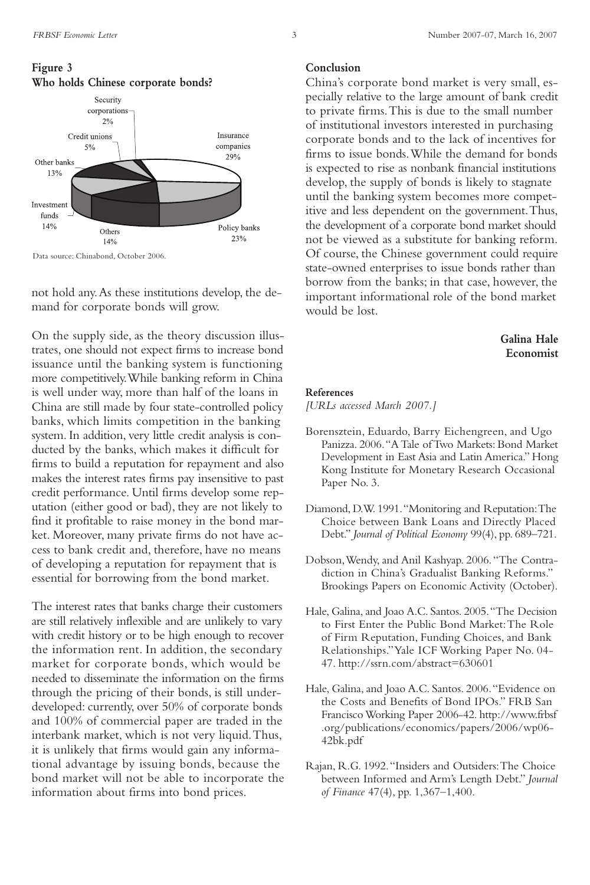**Figure 3**
**Who holds Chinese corporate bonds?**

Security corporations 2%
Insurance companies 29%
Credit unions 5%
Other banks 13%
Investment funds 14%
Others 14%
Policy banks 23%

Data source: Chinabond, October 2006.

not hold any. As these institutions develop, the demand for corporate bonds will grow.

On the supply side, as the theory discussion illustrates, one should not expect firms to increase bond issuance until the banking system is functioning more competitively. While banking reform in China is well under way, more than half of the loans in China are still made by four state-controlled policy banks, which limits competition in the banking system. In addition, very little credit analysis is conducted by the banks, which makes it difficult for firms to build a reputation for repayment and also makes the interest rates firms pay insensitive to past credit performance. Until firms develop some reputation (either good or bad), they are not likely to find it profitable to raise money in the bond market. Moreover, many private firms do not have access to bank credit and, therefore, have no means of developing a reputation for repayment that is essential for borrowing from the bond market.

The interest rates that banks charge their customers are still relatively inflexible and are unlikely to vary with credit history or to be high enough to recover the information rent. In addition, the secondary market for corporate bonds, which would be needed to disseminate the information on the firms through the pricing of their bonds, is still underdeveloped: currently, over 50% of corporate bonds and 100% of commercial paper are traded in the interbank market, which is not very liquid. Thus, it is unlikely that firms would gain any informational advantage by issuing bonds, because the bond market will not be able to incorporate the information about firms into bond prices.

## Conclusion

China's corporate bond market is very small, especially relative to the large amount of bank credit to private firms. This is due to the small number of institutional investors interested in purchasing corporate bonds and to the lack of incentives for firms to issue bonds. While the demand for bonds is expected to rise as nonbank financial institutions develop, the supply of bonds is likely to stagnate until the banking system becomes more competitive and less dependent on the government. Thus, the development of a corporate bond market should not be viewed as a substitute for banking reform. Of course, the Chinese government could require state-owned enterprises to issue bonds rather than borrow from the banks; in that case, however, the important informational role of the bond market would be lost.

**Galina Hale**
**Economist**

## References

*[URLs accessed March 2007.]*

Borensztein, Eduardo, Barry Eichengreen, and Ugo Panizza. 2006. "A Tale of Two Markets: Bond Market Development in East Asia and Latin America." Hong Kong Institute for Monetary Research Occasional Paper No. 3.

Diamond, D.W. 1991. "Monitoring and Reputation: The Choice between Bank Loans and Directly Placed Debt." *Journal of Political Economy* 99(4), pp. 689–721.

Dobson, Wendy, and Anil Kashyap. 2006. "The Contradiction in China's Gradualist Banking Reforms." Brookings Papers on Economic Activity (October).

Hale, Galina, and Joao A.C. Santos. 2005. "The Decision to First Enter the Public Bond Market: The Role of Firm Reputation, Funding Choices, and Bank Relationships." Yale ICF Working Paper No. 04-47. http://ssrn.com/abstract=630601

Hale, Galina, and Joao A.C. Santos. 2006. "Evidence on the Costs and Benefits of Bond IPOs." FRB San Francisco Working Paper 2006-42. http://www.frbsf.org/publications/economics/papers/2006/wp06-42bk.pdf

Rajan, R.G. 1992. "Insiders and Outsiders: The Choice between Informed and Arm's Length Debt." *Journal of Finance* 47(4), pp. 1,367–1,400.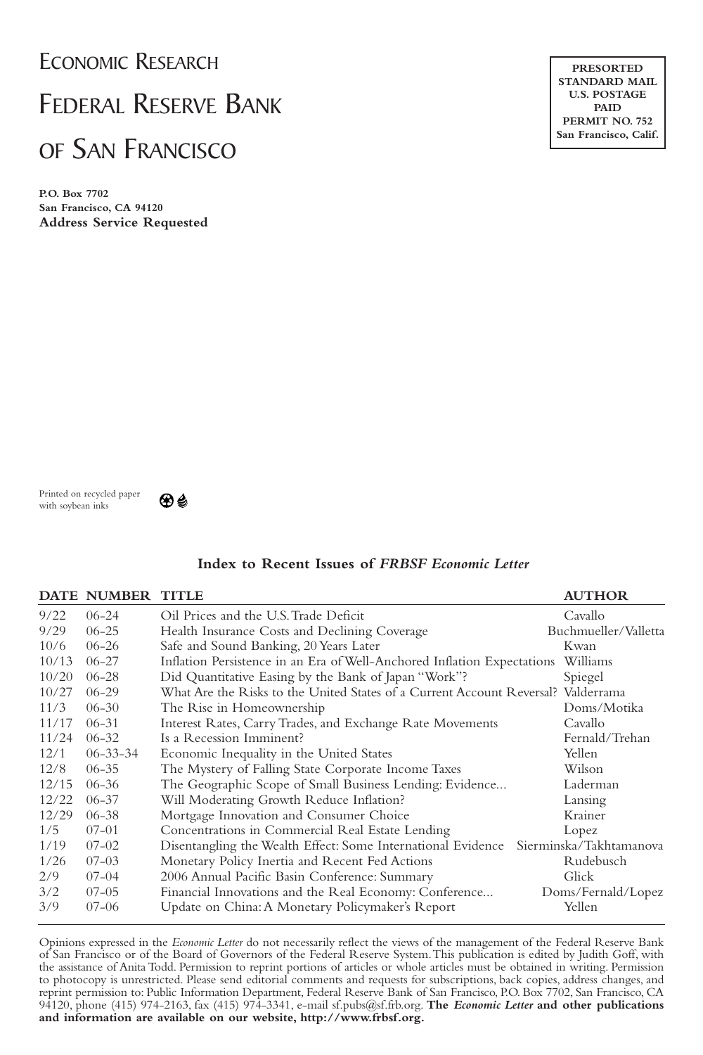# Economic Research Federal Reserve Bank of San Francisco

**P.O. Box 7702**
**San Francisco, CA 94120**
**Address Service Requested**

**PRESORTED STANDARD MAIL U.S. POSTAGE PAID PERMIT NO. 752 San Francisco, Calif.**

Printed on recycled paper with soybean inks

### Index to Recent Issues of *FRBSF Economic Letter*

| DATE | NUMBER | TITLE | AUTHOR |
|---|---|---|---|
| 9/22 | 06-24 | Oil Prices and the U.S. Trade Deficit | Cavallo |
| 9/29 | 06-25 | Health Insurance Costs and Declining Coverage | Buchmueller/Valletta |
| 10/6 | 06-26 | Safe and Sound Banking, 20 Years Later | Kwan |
| 10/13 | 06-27 | Inflation Persistence in an Era of Well-Anchored Inflation Expectations | Williams |
| 10/20 | 06-28 | Did Quantitative Easing by the Bank of Japan "Work"? | Spiegel |
| 10/27 | 06-29 | What Are the Risks to the United States of a Current Account Reversal? | Valderrama |
| 11/3 | 06-30 | The Rise in Homeownership | Doms/Motika |
| 11/17 | 06-31 | Interest Rates, Carry Trades, and Exchange Rate Movements | Cavallo |
| 11/24 | 06-32 | Is a Recession Imminent? | Fernald/Trehan |
| 12/1 | 06-33-34 | Economic Inequality in the United States | Yellen |
| 12/8 | 06-35 | The Mystery of Falling State Corporate Income Taxes | Wilson |
| 12/15 | 06-36 | The Geographic Scope of Small Business Lending: Evidence... | Laderman |
| 12/22 | 06-37 | Will Moderating Growth Reduce Inflation? | Lansing |
| 12/29 | 06-38 | Mortgage Innovation and Consumer Choice | Krainer |
| 1/5 | 07-01 | Concentrations in Commercial Real Estate Lending | Lopez |
| 1/19 | 07-02 | Disentangling the Wealth Effect: Some International Evidence | Sierminska/Takhtamanova |
| 1/26 | 07-03 | Monetary Policy Inertia and Recent Fed Actions | Rudebusch |
| 2/9 | 07-04 | 2006 Annual Pacific Basin Conference: Summary | Glick |
| 3/2 | 07-05 | Financial Innovations and the Real Economy: Conference... | Doms/Fernald/Lopez |
| 3/9 | 07-06 | Update on China: A Monetary Policymaker's Report | Yellen |

Opinions expressed in the *Economic Letter* do not necessarily reflect the views of the management of the Federal Reserve Bank of San Francisco or of the Board of Governors of the Federal Reserve System. This publication is edited by Judith Goff, with the assistance of Anita Todd. Permission to reprint portions of articles or whole articles must be obtained in writing. Permission to photocopy is unrestricted. Please send editorial comments and requests for subscriptions, back copies, address changes, and reprint permission to: Public Information Department, Federal Reserve Bank of San Francisco, P.O. Box 7702, San Francisco, CA 94120, phone (415) 974-2163, fax (415) 974-3341, e-mail sf.pubs@sf.frb.org. **The *Economic Letter* and other publications and information are available on our website, http://www.frbsf.org.**